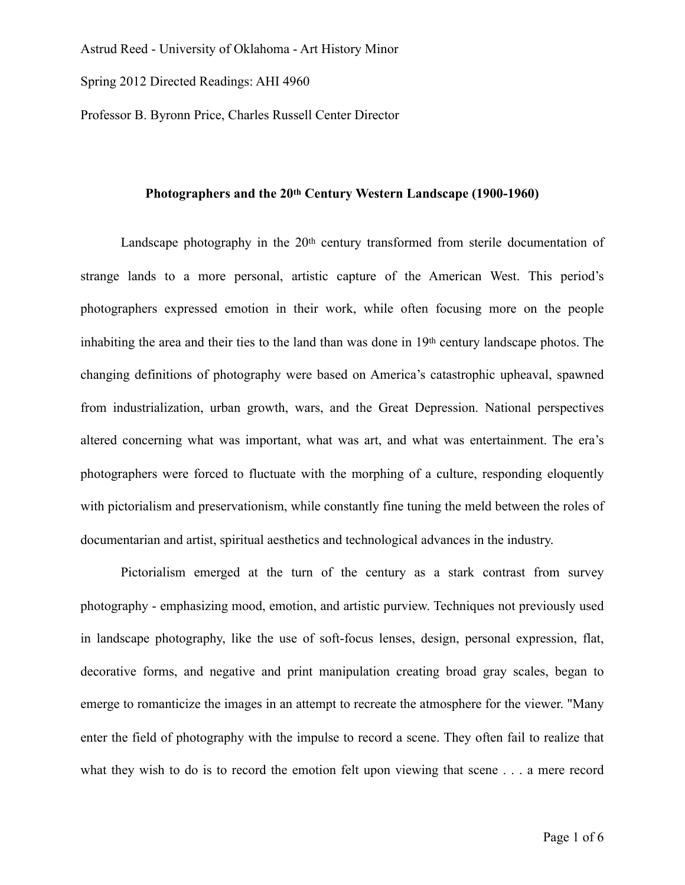Astrud Reed - University of Oklahoma - Art History Minor

Spring 2012 Directed Readings: AHI 4960

Professor B. Byronn Price, Charles Russell Center Director

**Photographers and the 20th Century Western Landscape (1900-1960)**

Landscape photography in the 20th century transformed from sterile documentation of strange lands to a more personal, artistic capture of the American West. This period's photographers expressed emotion in their work, while often focusing more on the people inhabiting the area and their ties to the land than was done in 19th century landscape photos. The changing definitions of photography were based on America's catastrophic upheaval, spawned from industrialization, urban growth, wars, and the Great Depression. National perspectives altered concerning what was important, what was art, and what was entertainment. The era's photographers were forced to fluctuate with the morphing of a culture, responding eloquently with pictorialism and preservationism, while constantly fine tuning the meld between the roles of documentarian and artist, spiritual aesthetics and technological advances in the industry.

Pictorialism emerged at the turn of the century as a stark contrast from survey photography - emphasizing mood, emotion, and artistic purview. Techniques not previously used in landscape photography, like the use of soft-focus lenses, design, personal expression, flat, decorative forms, and negative and print manipulation creating broad gray scales, began to emerge to romanticize the images in an attempt to recreate the atmosphere for the viewer. "Many enter the field of photography with the impulse to record a scene. They often fail to realize that what they wish to do is to record the emotion felt upon viewing that scene . . . a mere record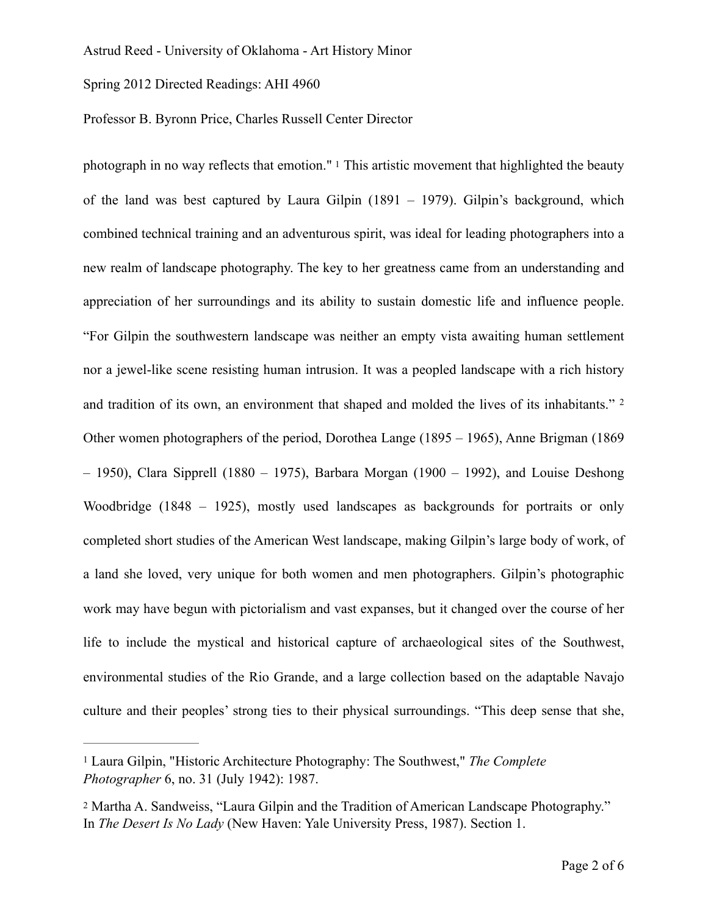photograph in no way reflects that emotion." [1] This artistic movement that highlighted the beauty of the land was best captured by Laura Gilpin (1891 – 1979). Gilpin's background, which combined technical training and an adventurous spirit, was ideal for leading photographers into a new realm of landscape photography. The key to her greatness came from an understanding and appreciation of her surroundings and its ability to sustain domestic life and influence people. "For Gilpin the southwestern landscape was neither an empty vista awaiting human settlement nor a jewel-like scene resisting human intrusion. It was a peopled landscape with a rich history and tradition of its own, an environment that shaped and molded the lives of its inhabitants." [2] Other women photographers of the period, Dorothea Lange (1895 – 1965), Anne Brigman (1869 – 1950), Clara Sipprell (1880 – 1975), Barbara Morgan (1900 – 1992), and Louise Deshong Woodbridge (1848 – 1925), mostly used landscapes as backgrounds for portraits or only completed short studies of the American West landscape, making Gilpin's large body of work, of a land she loved, very unique for both women and men photographers. Gilpin's photographic work may have begun with pictorialism and vast expanses, but it changed over the course of her life to include the mystical and historical capture of archaeological sites of the Southwest, environmental studies of the Rio Grande, and a large collection based on the adaptable Navajo culture and their peoples' strong ties to their physical surroundings. "This deep sense that she,

---

[1] Laura Gilpin, "Historic Architecture Photography: The Southwest," *The Complete Photographer* 6, no. 31 (July 1942): 1987.

[2] Martha A. Sandweiss, "Laura Gilpin and the Tradition of American Landscape Photography." In *The Desert Is No Lady* (New Haven: Yale University Press, 1987). Section 1.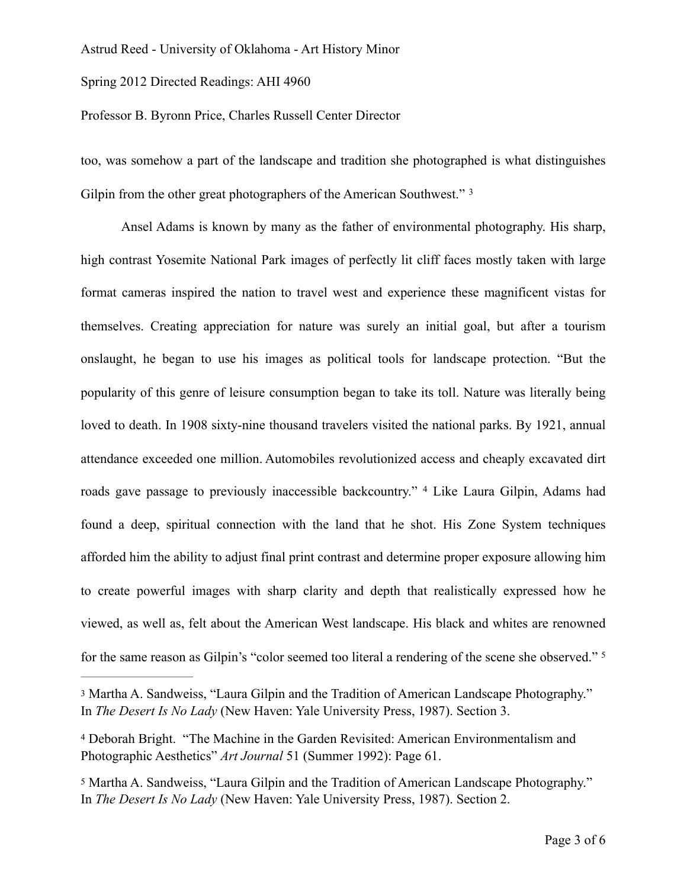too, was somehow a part of the landscape and tradition she photographed is what distinguishes Gilpin from the other great photographers of the American Southwest." [3]

Ansel Adams is known by many as the father of environmental photography. His sharp, high contrast Yosemite National Park images of perfectly lit cliff faces mostly taken with large format cameras inspired the nation to travel west and experience these magnificent vistas for themselves. Creating appreciation for nature was surely an initial goal, but after a tourism onslaught, he began to use his images as political tools for landscape protection. "But the popularity of this genre of leisure consumption began to take its toll. Nature was literally being loved to death. In 1908 sixty-nine thousand travelers visited the national parks. By 1921, annual attendance exceeded one million. Automobiles revolutionized access and cheaply excavated dirt roads gave passage to previously inaccessible backcountry." [4] Like Laura Gilpin, Adams had found a deep, spiritual connection with the land that he shot. His Zone System techniques afforded him the ability to adjust final print contrast and determine proper exposure allowing him to create powerful images with sharp clarity and depth that realistically expressed how he viewed, as well as, felt about the American West landscape. His black and whites are renowned for the same reason as Gilpin's "color seemed too literal a rendering of the scene she observed." [5]

---

[3] Martha A. Sandweiss, "Laura Gilpin and the Tradition of American Landscape Photography." In *The Desert Is No Lady* (New Haven: Yale University Press, 1987). Section 3.

[4] Deborah Bright. "The Machine in the Garden Revisited: American Environmentalism and Photographic Aesthetics" *Art Journal* 51 (Summer 1992): Page 61.

[5] Martha A. Sandweiss, "Laura Gilpin and the Tradition of American Landscape Photography." In *The Desert Is No Lady* (New Haven: Yale University Press, 1987). Section 2.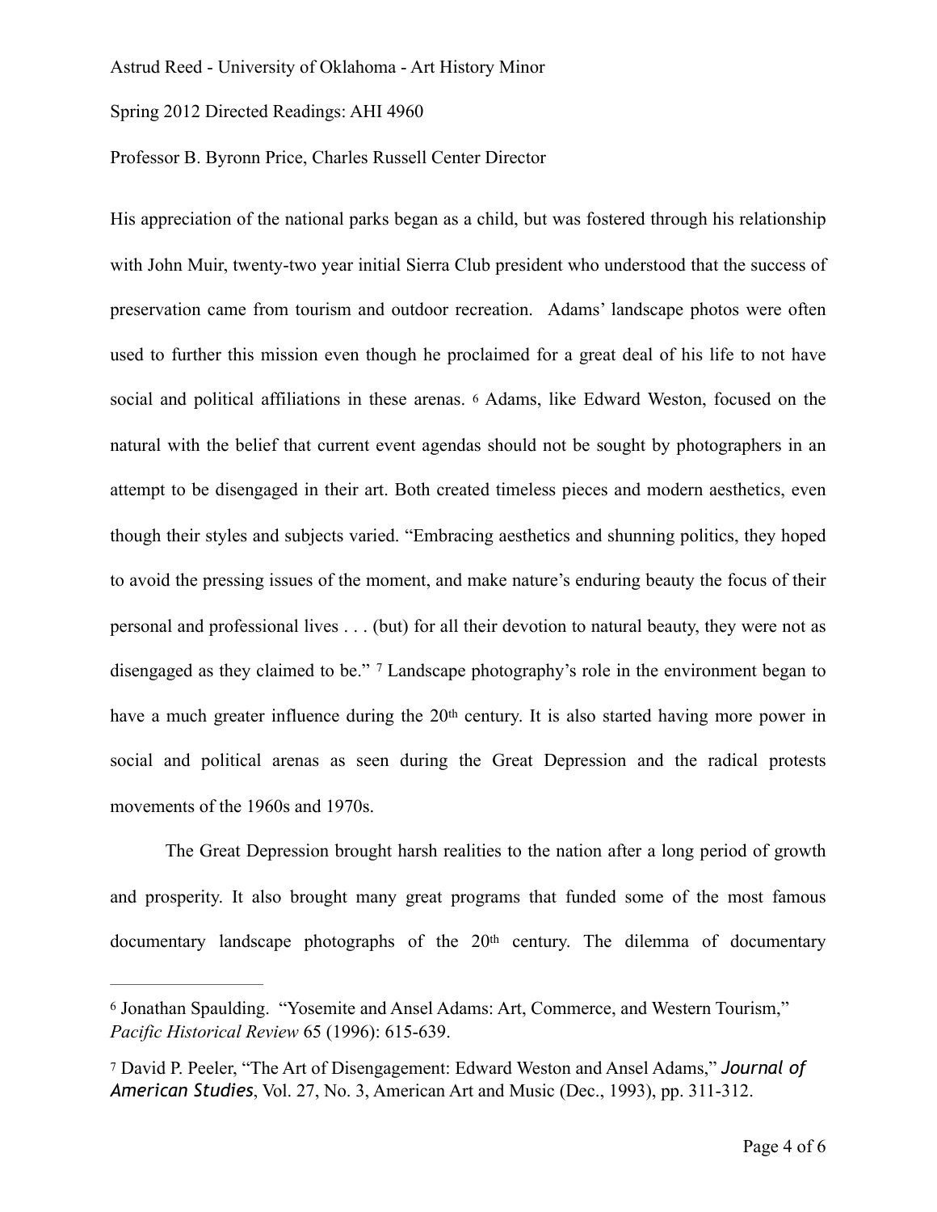His appreciation of the national parks began as a child, but was fostered through his relationship with John Muir, twenty-two year initial Sierra Club president who understood that the success of preservation came from tourism and outdoor recreation. Adams' landscape photos were often used to further this mission even though he proclaimed for a great deal of his life to not have social and political affiliations in these arenas. [6] Adams, like Edward Weston, focused on the natural with the belief that current event agendas should not be sought by photographers in an attempt to be disengaged in their art. Both created timeless pieces and modern aesthetics, even though their styles and subjects varied. "Embracing aesthetics and shunning politics, they hoped to avoid the pressing issues of the moment, and make nature's enduring beauty the focus of their personal and professional lives . . . (but) for all their devotion to natural beauty, they were not as disengaged as they claimed to be." [7] Landscape photography's role in the environment began to have a much greater influence during the 20th century. It is also started having more power in social and political arenas as seen during the Great Depression and the radical protests movements of the 1960s and 1970s.

The Great Depression brought harsh realities to the nation after a long period of growth and prosperity. It also brought many great programs that funded some of the most famous documentary landscape photographs of the 20th century. The dilemma of documentary

---

[6] Jonathan Spaulding. "Yosemite and Ansel Adams: Art, Commerce, and Western Tourism," *Pacific Historical Review* 65 (1996): 615-639.

[7] David P. Peeler, "The Art of Disengagement: Edward Weston and Ansel Adams," *Journal of American Studies*, Vol. 27, No. 3, American Art and Music (Dec., 1993), pp. 311-312.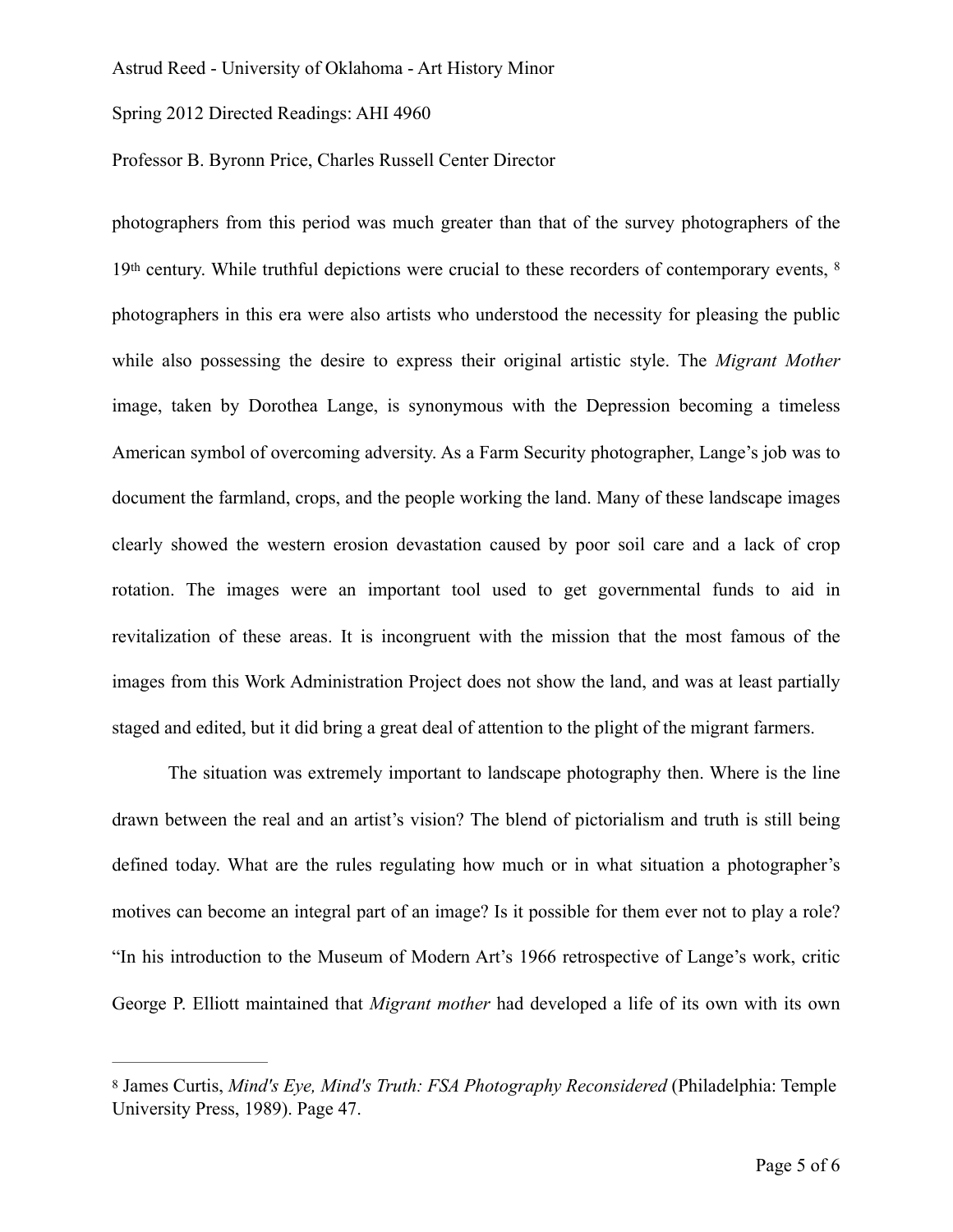photographers from this period was much greater than that of the survey photographers of the 19th century. While truthful depictions were crucial to these recorders of contemporary events, [8] photographers in this era were also artists who understood the necessity for pleasing the public while also possessing the desire to express their original artistic style. The *Migrant Mother* image, taken by Dorothea Lange, is synonymous with the Depression becoming a timeless American symbol of overcoming adversity. As a Farm Security photographer, Lange's job was to document the farmland, crops, and the people working the land. Many of these landscape images clearly showed the western erosion devastation caused by poor soil care and a lack of crop rotation. The images were an important tool used to get governmental funds to aid in revitalization of these areas. It is incongruent with the mission that the most famous of the images from this Work Administration Project does not show the land, and was at least partially staged and edited, but it did bring a great deal of attention to the plight of the migrant farmers.

The situation was extremely important to landscape photography then. Where is the line drawn between the real and an artist's vision? The blend of pictorialism and truth is still being defined today. What are the rules regulating how much or in what situation a photographer's motives can become an integral part of an image? Is it possible for them ever not to play a role? "In his introduction to the Museum of Modern Art's 1966 retrospective of Lange's work, critic George P. Elliott maintained that *Migrant mother* had developed a life of its own with its own

---

[8] James Curtis, *Mind's Eye, Mind's Truth: FSA Photography Reconsidered* (Philadelphia: Temple University Press, 1989). Page 47.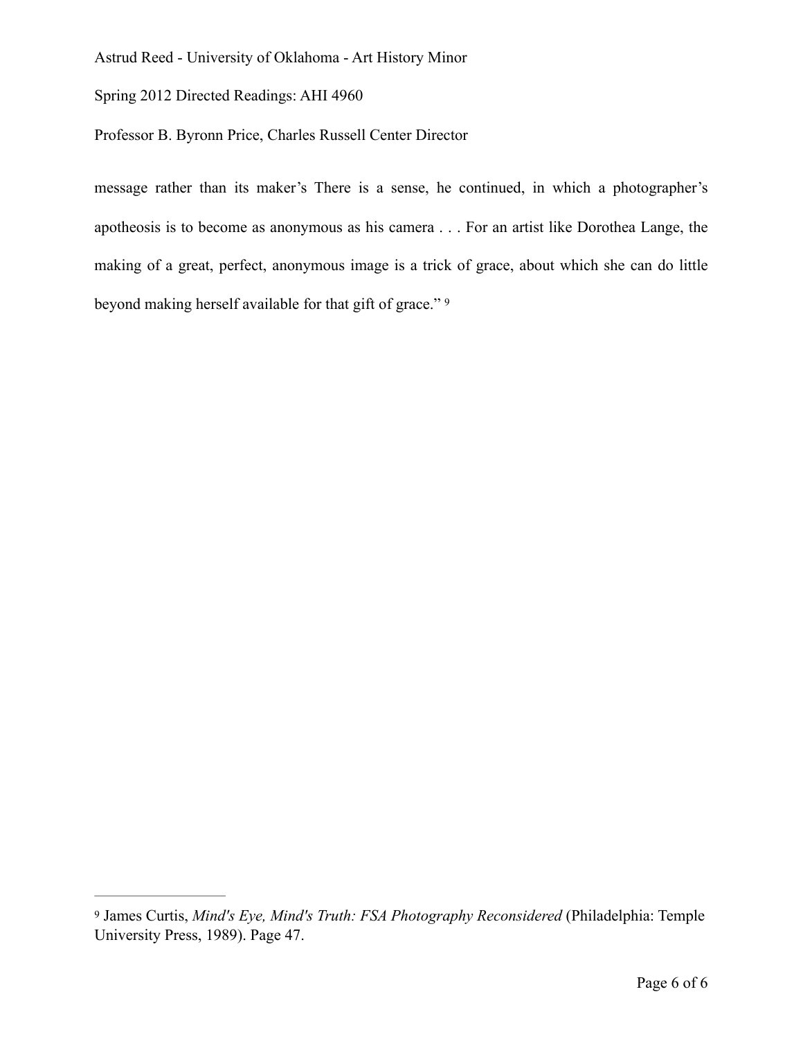message rather than its maker's There is a sense, he continued, in which a photographer's apotheosis is to become as anonymous as his camera . . . For an artist like Dorothea Lange, the making of a great, perfect, anonymous image is a trick of grace, about which she can do little beyond making herself available for that gift of grace." [9]

---

[9] James Curtis, *Mind's Eye, Mind's Truth: FSA Photography Reconsidered* (Philadelphia: Temple University Press, 1989). Page 47.